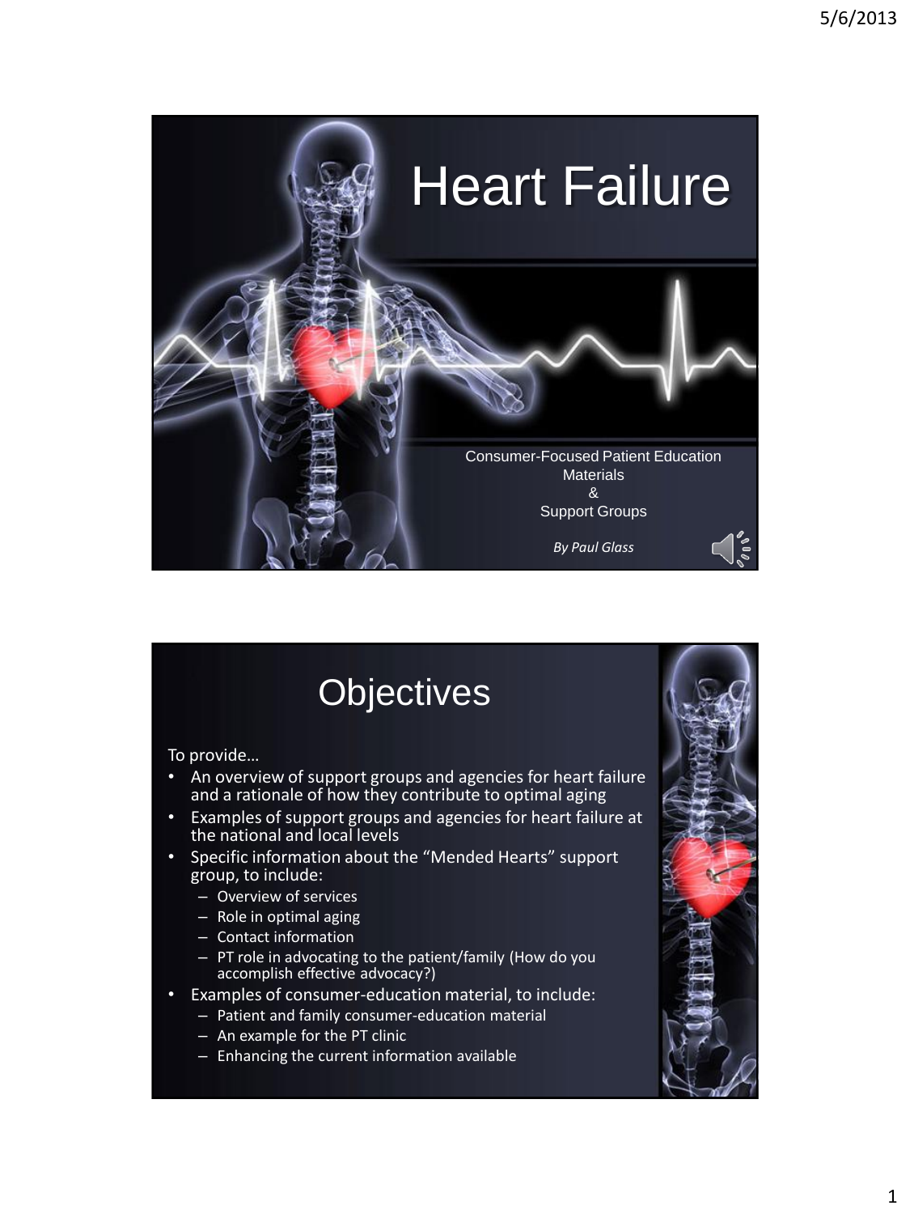# Heart Failure

Consumer-Focused Patient Education Materials
&
Support Groups

*By Paul Glass*

## Objectives

To provide…

- An overview of support groups and agencies for heart failure and a rationale of how they contribute to optimal aging
- Examples of support groups and agencies for heart failure at the national and local levels
- Specific information about the "Mended Hearts" support group, to include:
  - Overview of services
  - Role in optimal aging
  - Contact information
  - PT role in advocating to the patient/family (How do you accomplish effective advocacy?)
- Examples of consumer-education material, to include:
  - Patient and family consumer-education material
  - An example for the PT clinic
  - Enhancing the current information available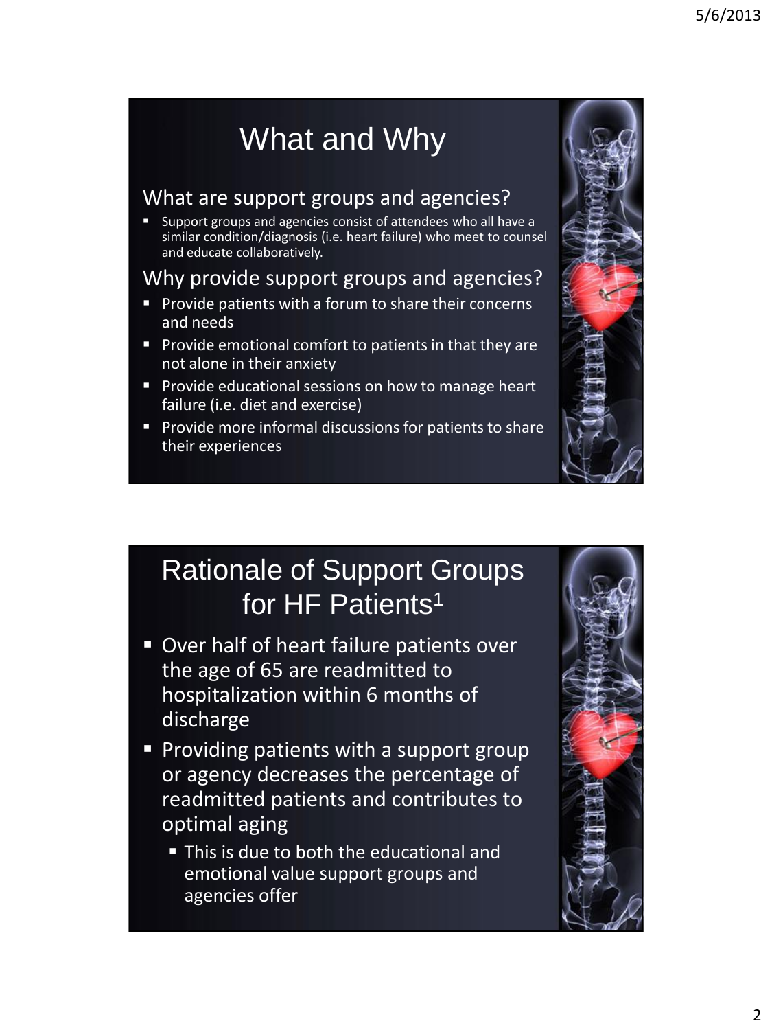## What and Why

### What are support groups and agencies?

- Support groups and agencies consist of attendees who all have a similar condition/diagnosis (i.e. heart failure) who meet to counsel and educate collaboratively.

### Why provide support groups and agencies?

- Provide patients with a forum to share their concerns and needs
- Provide emotional comfort to patients in that they are not alone in their anxiety
- Provide educational sessions on how to manage heart failure (i.e. diet and exercise)
- Provide more informal discussions for patients to share their experiences

## Rationale of Support Groups for HF Patients[1]

- Over half of heart failure patients over the age of 65 are readmitted to hospitalization within 6 months of discharge
- Providing patients with a support group or agency decreases the percentage of readmitted patients and contributes to optimal aging
  - This is due to both the educational and emotional value support groups and agencies offer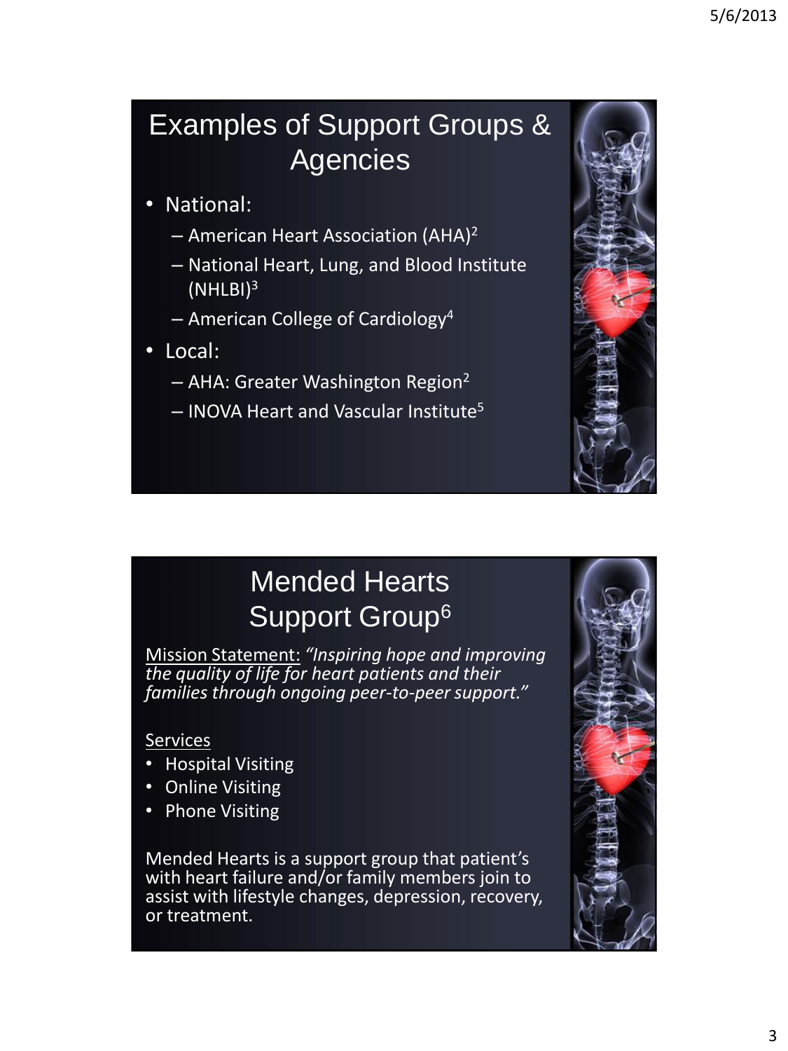## Examples of Support Groups & Agencies

- National:
  - American Heart Association (AHA)[2]
  - National Heart, Lung, and Blood Institute (NHLBI)[3]
  - American College of Cardiology[4]
- Local:
  - AHA: Greater Washington Region[2]
  - INOVA Heart and Vascular Institute[5]

## Mended Hearts Support Group[6]

Mission Statement: *"Inspiring hope and improving the quality of life for heart patients and their families through ongoing peer-to-peer support."*

Services

- Hospital Visiting
- Online Visiting
- Phone Visiting

Mended Hearts is a support group that patient's with heart failure and/or family members join to assist with lifestyle changes, depression, recovery, or treatment.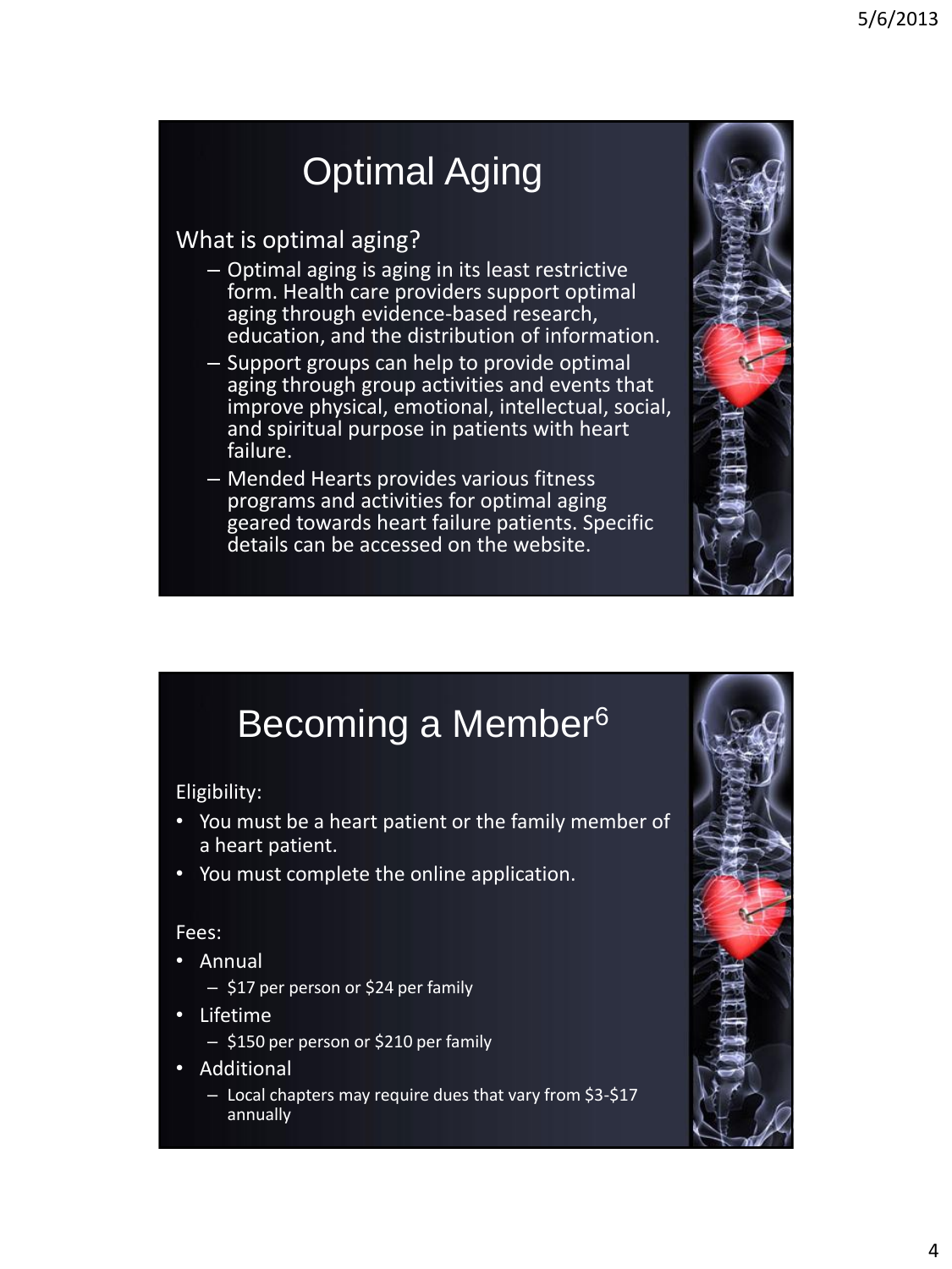# Optimal Aging

What is optimal aging?

- Optimal aging is aging in its least restrictive form. Health care providers support optimal aging through evidence-based research, education, and the distribution of information.
- Support groups can help to provide optimal aging through group activities and events that improve physical, emotional, intellectual, social, and spiritual purpose in patients with heart failure.
- Mended Hearts provides various fitness programs and activities for optimal aging geared towards heart failure patients. Specific details can be accessed on the website.

# Becoming a Member[6]

Eligibility:

- You must be a heart patient or the family member of a heart patient.
- You must complete the online application.

Fees:

- Annual
  - $17 per person or $24 per family
- Lifetime
  - $150 per person or $210 per family
- Additional
  - Local chapters may require dues that vary from $3-$17 annually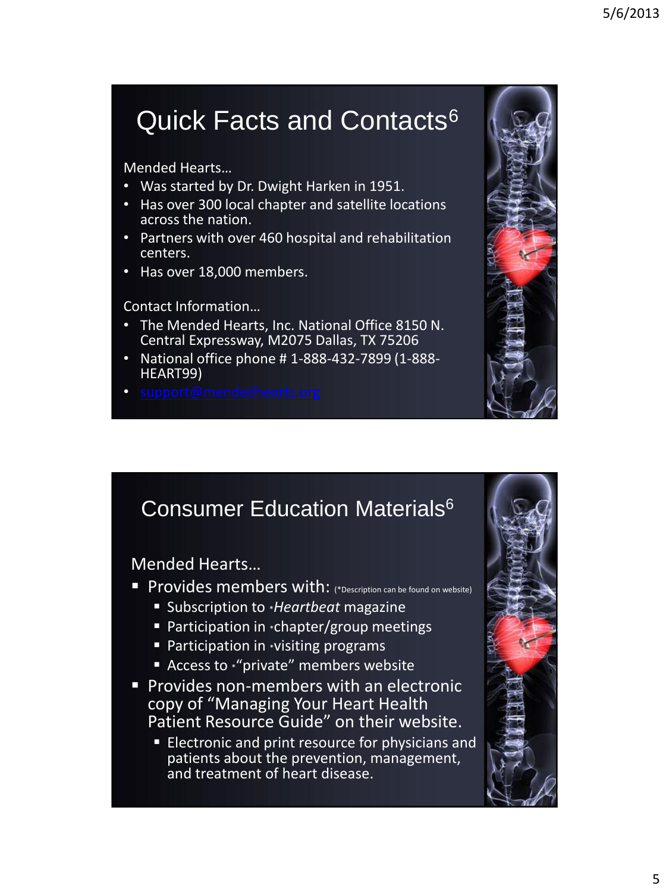## Quick Facts and Contacts[6]

Mended Hearts…

- Was started by Dr. Dwight Harken in 1951.
- Has over 300 local chapter and satellite locations across the nation.
- Partners with over 460 hospital and rehabilitation centers.
- Has over 18,000 members.

Contact Information…

- The Mended Hearts, Inc. National Office 8150 N. Central Expressway, M2075 Dallas, TX 75206
- National office phone # 1-888-432-7899 (1-888-HEART99)
- support@mendedhearts.org

## Consumer Education Materials[6]

Mended Hearts…

- Provides members with: (*Description can be found on website)
  - Subscription to **Heartbeat* magazine
  - Participation in *chapter/group meetings
  - Participation in *visiting programs
  - Access to *"private" members website
- Provides non-members with an electronic copy of "Managing Your Heart Health Patient Resource Guide" on their website.
  - Electronic and print resource for physicians and patients about the prevention, management, and treatment of heart disease.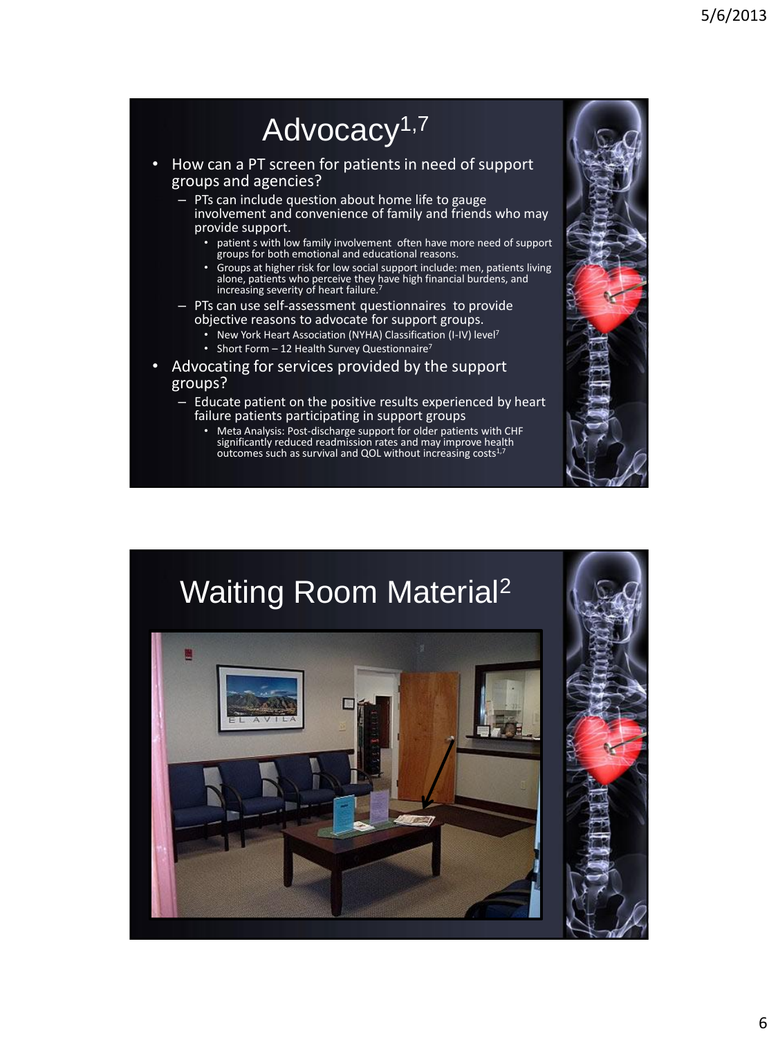# Advocacy[1,7]

- How can a PT screen for patients in need of support groups and agencies?
  - PTs can include question about home life to gauge involvement and convenience of family and friends who may provide support.
    - patient s with low family involvement often have more need of support groups for both emotional and educational reasons.
    - Groups at higher risk for low social support include: men, patients living alone, patients who perceive they have high financial burdens, and increasing severity of heart failure.[7]
  - PTs can use self-assessment questionnaires to provide objective reasons to advocate for support groups.
    - New York Heart Association (NYHA) Classification (I-IV) level[7]
    - Short Form – 12 Health Survey Questionnaire[7]
- Advocating for services provided by the support groups?
  - Educate patient on the positive results experienced by heart failure patients participating in support groups
    - Meta Analysis: Post-discharge support for older patients with CHF significantly reduced readmission rates and may improve health outcomes such as survival and QOL without increasing costs[1,7]

# Waiting Room Material[2]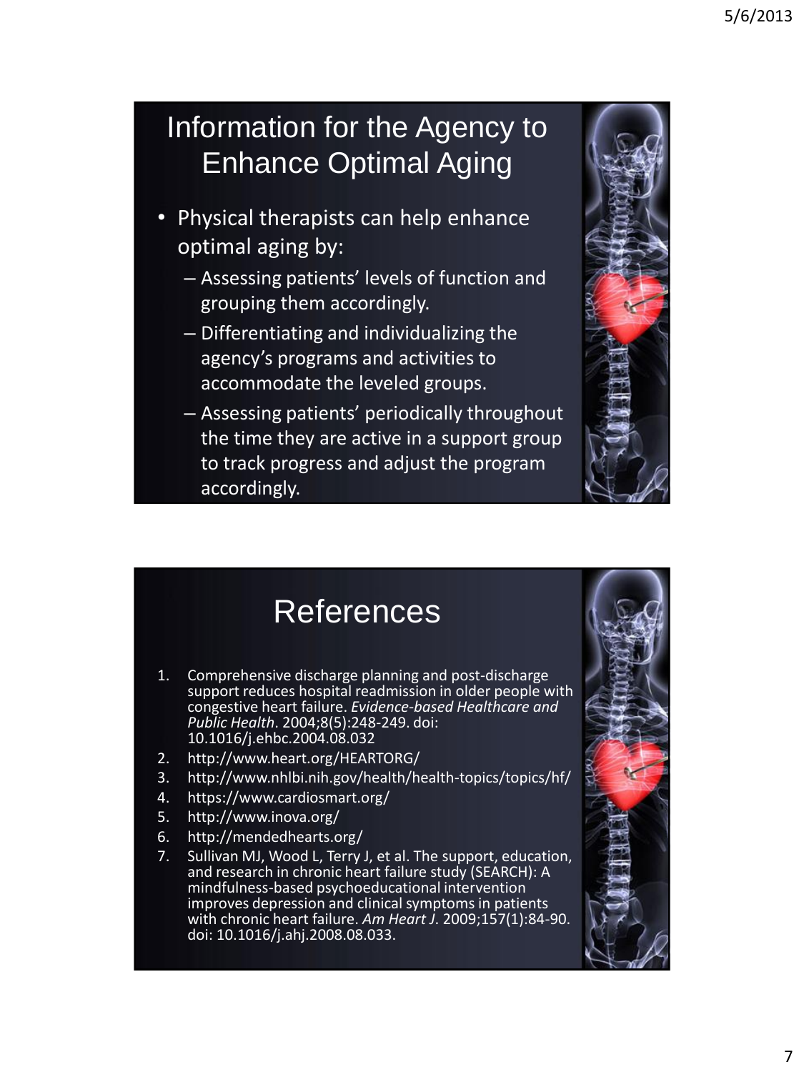# Information for the Agency to Enhance Optimal Aging

- Physical therapists can help enhance optimal aging by:
  - Assessing patients' levels of function and grouping them accordingly.
  - Differentiating and individualizing the agency's programs and activities to accommodate the leveled groups.
  - Assessing patients' periodically throughout the time they are active in a support group to track progress and adjust the program accordingly.

# References

1. Comprehensive discharge planning and post-discharge support reduces hospital readmission in older people with congestive heart failure. *Evidence-based Healthcare and Public Health*. 2004;8(5):248-249. doi: 10.1016/j.ehbc.2004.08.032
2. http://www.heart.org/HEARTORG/
3. http://www.nhlbi.nih.gov/health/health-topics/topics/hf/
4. https://www.cardiosmart.org/
5. http://www.inova.org/
6. http://mendedhearts.org/
7. Sullivan MJ, Wood L, Terry J, et al. The support, education, and research in chronic heart failure study (SEARCH): A mindfulness-based psychoeducational intervention improves depression and clinical symptoms in patients with chronic heart failure. *Am Heart J*. 2009;157(1):84-90. doi: 10.1016/j.ahj.2008.08.033.